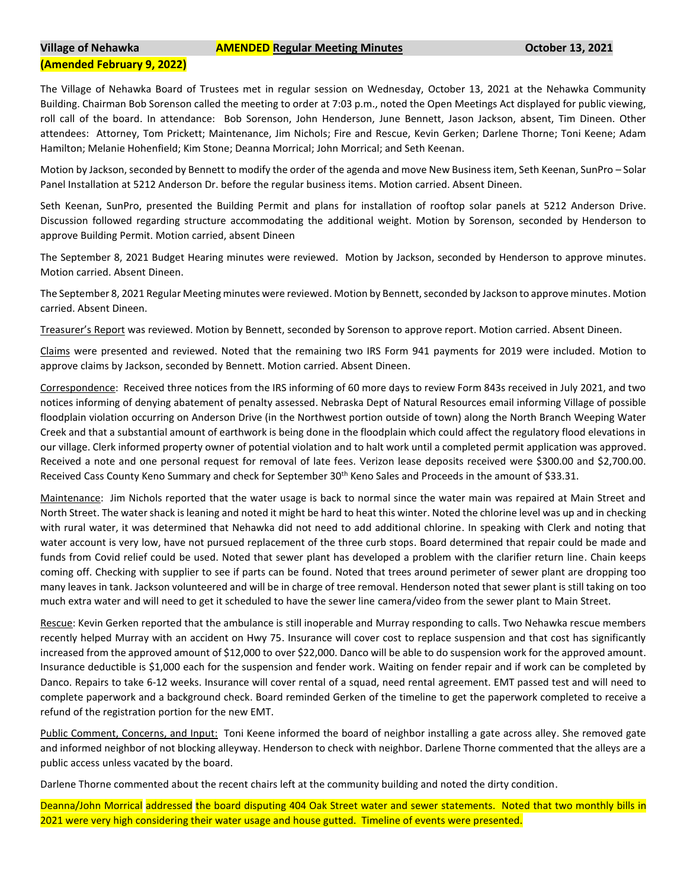**Village of Nehawka** **AMENDED Regular Meeting Minutes** **October 13, 2021**

**(Amended February 9, 2022)**

The Village of Nehawka Board of Trustees met in regular session on Wednesday, October 13, 2021 at the Nehawka Community Building. Chairman Bob Sorenson called the meeting to order at 7:03 p.m., noted the Open Meetings Act displayed for public viewing, roll call of the board. In attendance: Bob Sorenson, John Henderson, June Bennett, Jason Jackson, absent, Tim Dineen. Other attendees: Attorney, Tom Prickett; Maintenance, Jim Nichols; Fire and Rescue, Kevin Gerken; Darlene Thorne; Toni Keene; Adam Hamilton; Melanie Hohenfield; Kim Stone; Deanna Morrical; John Morrical; and Seth Keenan.

Motion by Jackson, seconded by Bennett to modify the order of the agenda and move New Business item, Seth Keenan, SunPro – Solar Panel Installation at 5212 Anderson Dr. before the regular business items. Motion carried. Absent Dineen.

Seth Keenan, SunPro, presented the Building Permit and plans for installation of rooftop solar panels at 5212 Anderson Drive. Discussion followed regarding structure accommodating the additional weight. Motion by Sorenson, seconded by Henderson to approve Building Permit. Motion carried, absent Dineen

The September 8, 2021 Budget Hearing minutes were reviewed. Motion by Jackson, seconded by Henderson to approve minutes. Motion carried. Absent Dineen.

The September 8, 2021 Regular Meeting minutes were reviewed. Motion by Bennett, seconded by Jackson to approve minutes. Motion carried. Absent Dineen.

Treasurer's Report was reviewed. Motion by Bennett, seconded by Sorenson to approve report. Motion carried. Absent Dineen.

Claims were presented and reviewed. Noted that the remaining two IRS Form 941 payments for 2019 were included. Motion to approve claims by Jackson, seconded by Bennett. Motion carried. Absent Dineen.

Correspondence: Received three notices from the IRS informing of 60 more days to review Form 843s received in July 2021, and two notices informing of denying abatement of penalty assessed. Nebraska Dept of Natural Resources email informing Village of possible floodplain violation occurring on Anderson Drive (in the Northwest portion outside of town) along the North Branch Weeping Water Creek and that a substantial amount of earthwork is being done in the floodplain which could affect the regulatory flood elevations in our village. Clerk informed property owner of potential violation and to halt work until a completed permit application was approved. Received a note and one personal request for removal of late fees. Verizon lease deposits received were $300.00 and $2,700.00. Received Cass County Keno Summary and check for September 30th Keno Sales and Proceeds in the amount of $33.31.

Maintenance: Jim Nichols reported that the water usage is back to normal since the water main was repaired at Main Street and North Street. The water shack is leaning and noted it might be hard to heat this winter. Noted the chlorine level was up and in checking with rural water, it was determined that Nehawka did not need to add additional chlorine. In speaking with Clerk and noting that water account is very low, have not pursued replacement of the three curb stops. Board determined that repair could be made and funds from Covid relief could be used. Noted that sewer plant has developed a problem with the clarifier return line. Chain keeps coming off. Checking with supplier to see if parts can be found. Noted that trees around perimeter of sewer plant are dropping too many leaves in tank. Jackson volunteered and will be in charge of tree removal. Henderson noted that sewer plant is still taking on too much extra water and will need to get it scheduled to have the sewer line camera/video from the sewer plant to Main Street.

Rescue: Kevin Gerken reported that the ambulance is still inoperable and Murray responding to calls. Two Nehawka rescue members recently helped Murray with an accident on Hwy 75. Insurance will cover cost to replace suspension and that cost has significantly increased from the approved amount of $12,000 to over $22,000. Danco will be able to do suspension work for the approved amount. Insurance deductible is $1,000 each for the suspension and fender work. Waiting on fender repair and if work can be completed by Danco. Repairs to take 6-12 weeks. Insurance will cover rental of a squad, need rental agreement. EMT passed test and will need to complete paperwork and a background check. Board reminded Gerken of the timeline to get the paperwork completed to receive a refund of the registration portion for the new EMT.

Public Comment, Concerns, and Input: Toni Keene informed the board of neighbor installing a gate across alley. She removed gate and informed neighbor of not blocking alleyway. Henderson to check with neighbor. Darlene Thorne commented that the alleys are a public access unless vacated by the board.

Darlene Thorne commented about the recent chairs left at the community building and noted the dirty condition.

Deanna/John Morrical addressed the board disputing 404 Oak Street water and sewer statements. Noted that two monthly bills in 2021 were very high considering their water usage and house gutted. Timeline of events were presented.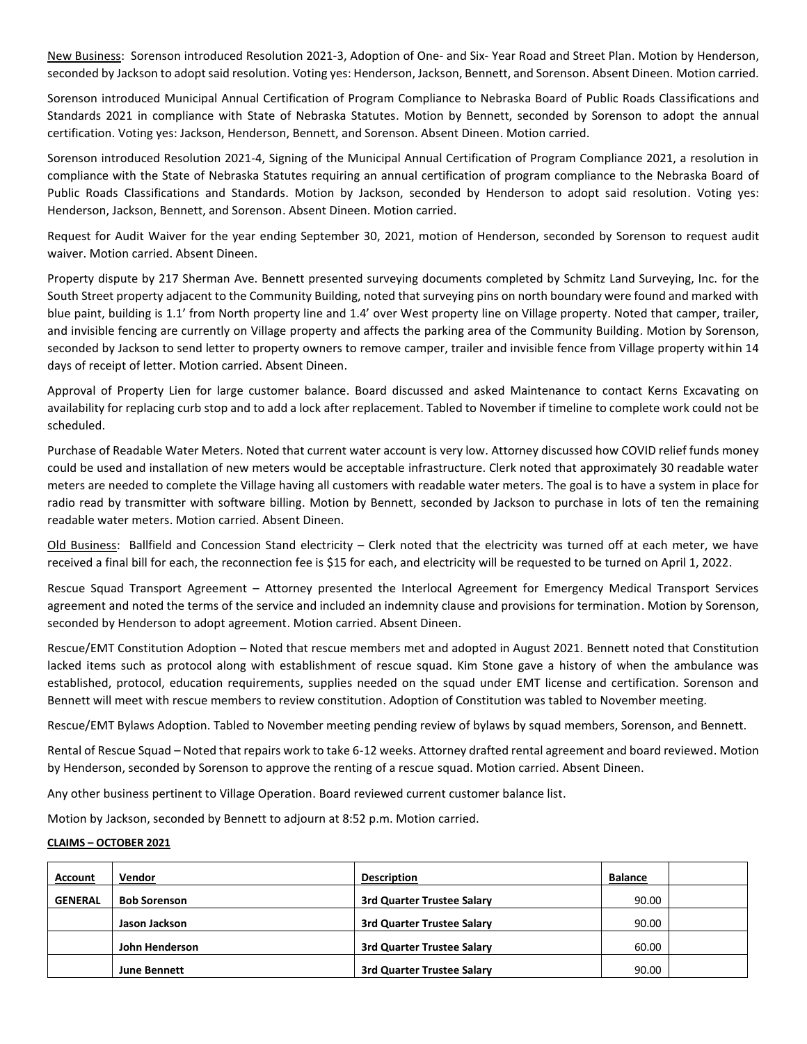<u>New Business</u>: Sorenson introduced Resolution 2021-3, Adoption of One- and Six- Year Road and Street Plan. Motion by Henderson, seconded by Jackson to adopt said resolution. Voting yes: Henderson, Jackson, Bennett, and Sorenson. Absent Dineen. Motion carried.

Sorenson introduced Municipal Annual Certification of Program Compliance to Nebraska Board of Public Roads Classifications and Standards 2021 in compliance with State of Nebraska Statutes. Motion by Bennett, seconded by Sorenson to adopt the annual certification. Voting yes: Jackson, Henderson, Bennett, and Sorenson. Absent Dineen. Motion carried.

Sorenson introduced Resolution 2021-4, Signing of the Municipal Annual Certification of Program Compliance 2021, a resolution in compliance with the State of Nebraska Statutes requiring an annual certification of program compliance to the Nebraska Board of Public Roads Classifications and Standards. Motion by Jackson, seconded by Henderson to adopt said resolution. Voting yes: Henderson, Jackson, Bennett, and Sorenson. Absent Dineen. Motion carried.

Request for Audit Waiver for the year ending September 30, 2021, motion of Henderson, seconded by Sorenson to request audit waiver. Motion carried. Absent Dineen.

Property dispute by 217 Sherman Ave. Bennett presented surveying documents completed by Schmitz Land Surveying, Inc. for the South Street property adjacent to the Community Building, noted that surveying pins on north boundary were found and marked with blue paint, building is 1.1' from North property line and 1.4' over West property line on Village property. Noted that camper, trailer, and invisible fencing are currently on Village property and affects the parking area of the Community Building. Motion by Sorenson, seconded by Jackson to send letter to property owners to remove camper, trailer and invisible fence from Village property within 14 days of receipt of letter. Motion carried. Absent Dineen.

Approval of Property Lien for large customer balance. Board discussed and asked Maintenance to contact Kerns Excavating on availability for replacing curb stop and to add a lock after replacement. Tabled to November if timeline to complete work could not be scheduled.

Purchase of Readable Water Meters. Noted that current water account is very low. Attorney discussed how COVID relief funds money could be used and installation of new meters would be acceptable infrastructure. Clerk noted that approximately 30 readable water meters are needed to complete the Village having all customers with readable water meters. The goal is to have a system in place for radio read by transmitter with software billing. Motion by Bennett, seconded by Jackson to purchase in lots of ten the remaining readable water meters. Motion carried. Absent Dineen.

<u>Old Business</u>: Ballfield and Concession Stand electricity – Clerk noted that the electricity was turned off at each meter, we have received a final bill for each, the reconnection fee is $15 for each, and electricity will be requested to be turned on April 1, 2022.

Rescue Squad Transport Agreement – Attorney presented the Interlocal Agreement for Emergency Medical Transport Services agreement and noted the terms of the service and included an indemnity clause and provisions for termination. Motion by Sorenson, seconded by Henderson to adopt agreement. Motion carried. Absent Dineen.

Rescue/EMT Constitution Adoption – Noted that rescue members met and adopted in August 2021. Bennett noted that Constitution lacked items such as protocol along with establishment of rescue squad. Kim Stone gave a history of when the ambulance was established, protocol, education requirements, supplies needed on the squad under EMT license and certification. Sorenson and Bennett will meet with rescue members to review constitution. Adoption of Constitution was tabled to November meeting.

Rescue/EMT Bylaws Adoption. Tabled to November meeting pending review of bylaws by squad members, Sorenson, and Bennett.

Rental of Rescue Squad – Noted that repairs work to take 6-12 weeks. Attorney drafted rental agreement and board reviewed. Motion by Henderson, seconded by Sorenson to approve the renting of a rescue squad. Motion carried. Absent Dineen.

Any other business pertinent to Village Operation. Board reviewed current customer balance list.

Motion by Jackson, seconded by Bennett to adjourn at 8:52 p.m. Motion carried.

**<u>CLAIMS – OCTOBER 2021</u>**

| Account | Vendor | Description | Balance | |
|---|---|---|---|---|
| **GENERAL** | **Bob Sorenson** | **3rd Quarter Trustee Salary** | 90.00 | |
| | **Jason Jackson** | **3rd Quarter Trustee Salary** | 90.00 | |
| | **John Henderson** | **3rd Quarter Trustee Salary** | 60.00 | |
| | **June Bennett** | **3rd Quarter Trustee Salary** | 90.00 | |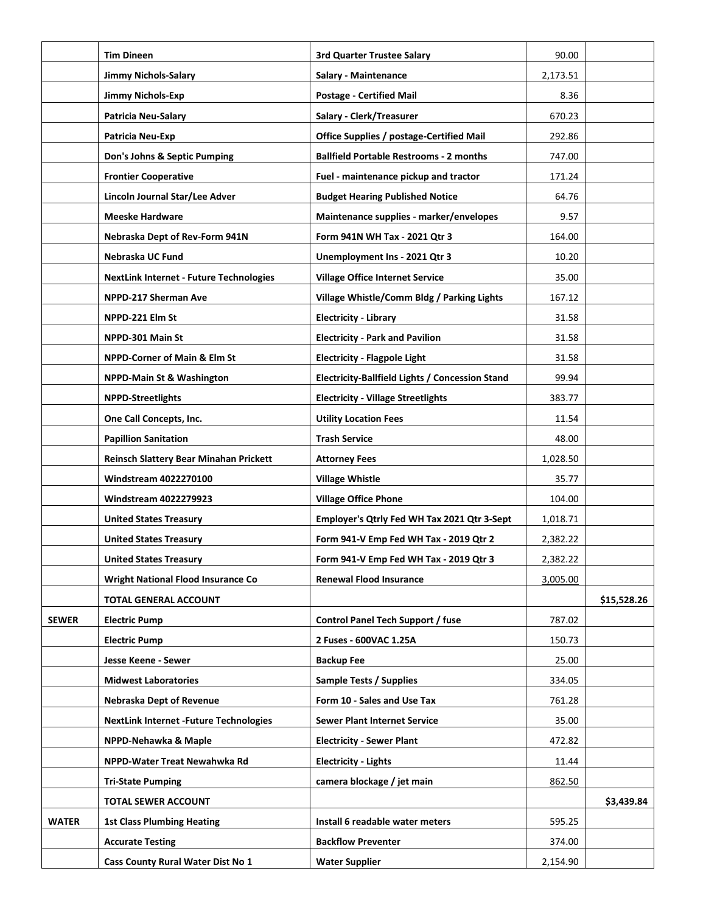| | | | | |
|---|---|---|---|---|
| | **Tim Dineen** | **3rd Quarter Trustee Salary** | 90.00 | |
| | **Jimmy Nichols-Salary** | **Salary - Maintenance** | 2,173.51 | |
| | **Jimmy Nichols-Exp** | **Postage - Certified Mail** | 8.36 | |
| | **Patricia Neu-Salary** | **Salary - Clerk/Treasurer** | 670.23 | |
| | **Patricia Neu-Exp** | **Office Supplies / postage-Certified Mail** | 292.86 | |
| | **Don's Johns & Septic Pumping** | **Ballfield Portable Restrooms - 2 months** | 747.00 | |
| | **Frontier Cooperative** | **Fuel - maintenance pickup and tractor** | 171.24 | |
| | **Lincoln Journal Star/Lee Adver** | **Budget Hearing Published Notice** | 64.76 | |
| | **Meeske Hardware** | **Maintenance supplies - marker/envelopes** | 9.57 | |
| | **Nebraska Dept of Rev-Form 941N** | **Form 941N WH Tax - 2021 Qtr 3** | 164.00 | |
| | **Nebraska UC Fund** | **Unemployment Ins - 2021 Qtr 3** | 10.20 | |
| | **NextLink Internet - Future Technologies** | **Village Office Internet Service** | 35.00 | |
| | **NPPD-217 Sherman Ave** | **Village Whistle/Comm Bldg / Parking Lights** | 167.12 | |
| | **NPPD-221 Elm St** | **Electricity - Library** | 31.58 | |
| | **NPPD-301 Main St** | **Electricity - Park and Pavilion** | 31.58 | |
| | **NPPD-Corner of Main & Elm St** | **Electricity - Flagpole Light** | 31.58 | |
| | **NPPD-Main St & Washington** | **Electricity-Ballfield Lights / Concession Stand** | 99.94 | |
| | **NPPD-Streetlights** | **Electricity - Village Streetlights** | 383.77 | |
| | **One Call Concepts, Inc.** | **Utility Location Fees** | 11.54 | |
| | **Papillion Sanitation** | **Trash Service** | 48.00 | |
| | **Reinsch Slattery Bear Minahan Prickett** | **Attorney Fees** | 1,028.50 | |
| | **Windstream 4022270100** | **Village Whistle** | 35.77 | |
| | **Windstream 4022279923** | **Village Office Phone** | 104.00 | |
| | **United States Treasury** | **Employer's Qtrly Fed WH Tax 2021 Qtr 3-Sept** | 1,018.71 | |
| | **United States Treasury** | **Form 941-V Emp Fed WH Tax - 2019 Qtr 2** | 2,382.22 | |
| | **United States Treasury** | **Form 941-V Emp Fed WH Tax - 2019 Qtr 3** | 2,382.22 | |
| | **Wright National Flood Insurance Co** | **Renewal Flood Insurance** | 3,005.00 | |
| | **TOTAL GENERAL ACCOUNT** | | | **$15,528.26** |
| **SEWER** | **Electric Pump** | **Control Panel Tech Support / fuse** | 787.02 | |
| | **Electric Pump** | **2 Fuses - 600VAC 1.25A** | 150.73 | |
| | **Jesse Keene - Sewer** | **Backup Fee** | 25.00 | |
| | **Midwest Laboratories** | **Sample Tests / Supplies** | 334.05 | |
| | **Nebraska Dept of Revenue** | **Form 10 - Sales and Use Tax** | 761.28 | |
| | **NextLink Internet -Future Technologies** | **Sewer Plant Internet Service** | 35.00 | |
| | **NPPD-Nehawka & Maple** | **Electricity - Sewer Plant** | 472.82 | |
| | **NPPD-Water Treat Newahwka Rd** | **Electricity - Lights** | 11.44 | |
| | **Tri-State Pumping** | **camera blockage / jet main** | 862.50 | |
| | **TOTAL SEWER ACCOUNT** | | | **$3,439.84** |
| **WATER** | **1st Class Plumbing Heating** | **Install 6 readable water meters** | 595.25 | |
| | **Accurate Testing** | **Backflow Preventer** | 374.00 | |
| | **Cass County Rural Water Dist No 1** | **Water Supplier** | 2,154.90 | |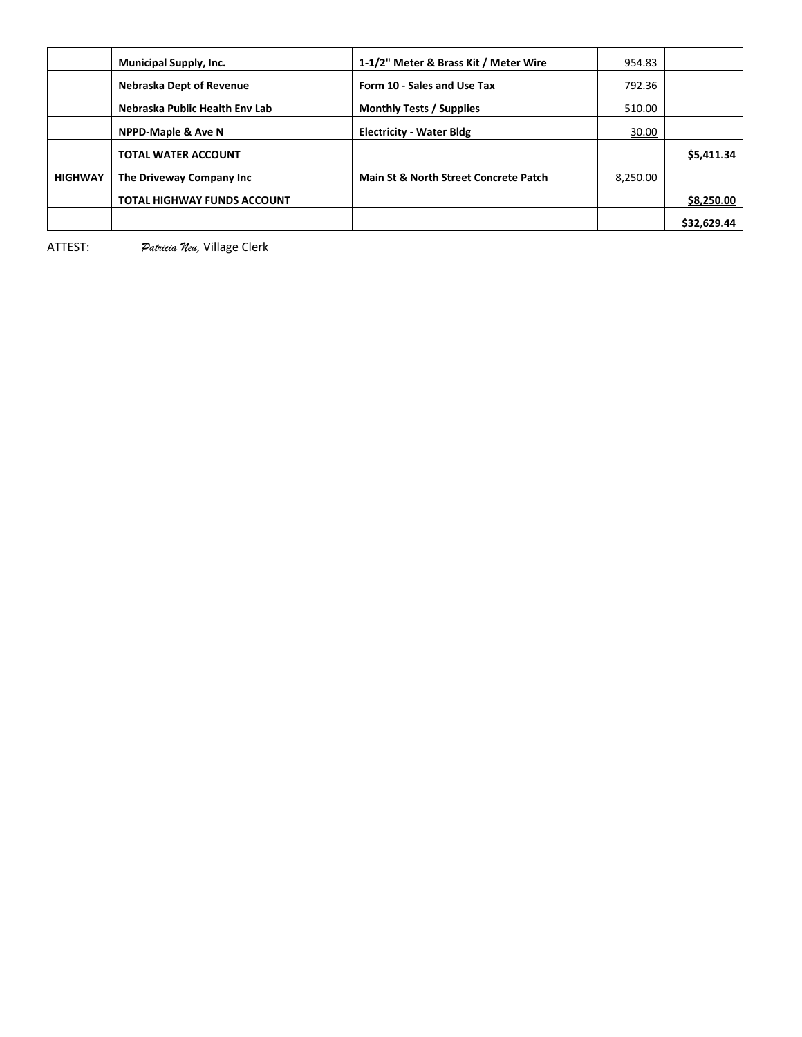| | | | | |
|---|---|---|---|---|
| | **Municipal Supply, Inc.** | **1-1/2" Meter & Brass Kit / Meter Wire** | 954.83 | |
| | **Nebraska Dept of Revenue** | **Form 10 - Sales and Use Tax** | 792.36 | |
| | **Nebraska Public Health Env Lab** | **Monthly Tests / Supplies** | 510.00 | |
| | **NPPD-Maple & Ave N** | **Electricity - Water Bldg** | 30.00 | |
| | **TOTAL WATER ACCOUNT** | | | **$5,411.34** |
| **HIGHWAY** | **The Driveway Company Inc** | **Main St & North Street Concrete Patch** | 8,250.00 | |
| | **TOTAL HIGHWAY FUNDS ACCOUNT** | | | **$8,250.00** |
| | | | | **$32,629.44** |

ATTEST: *Patricia Neu,* Village Clerk